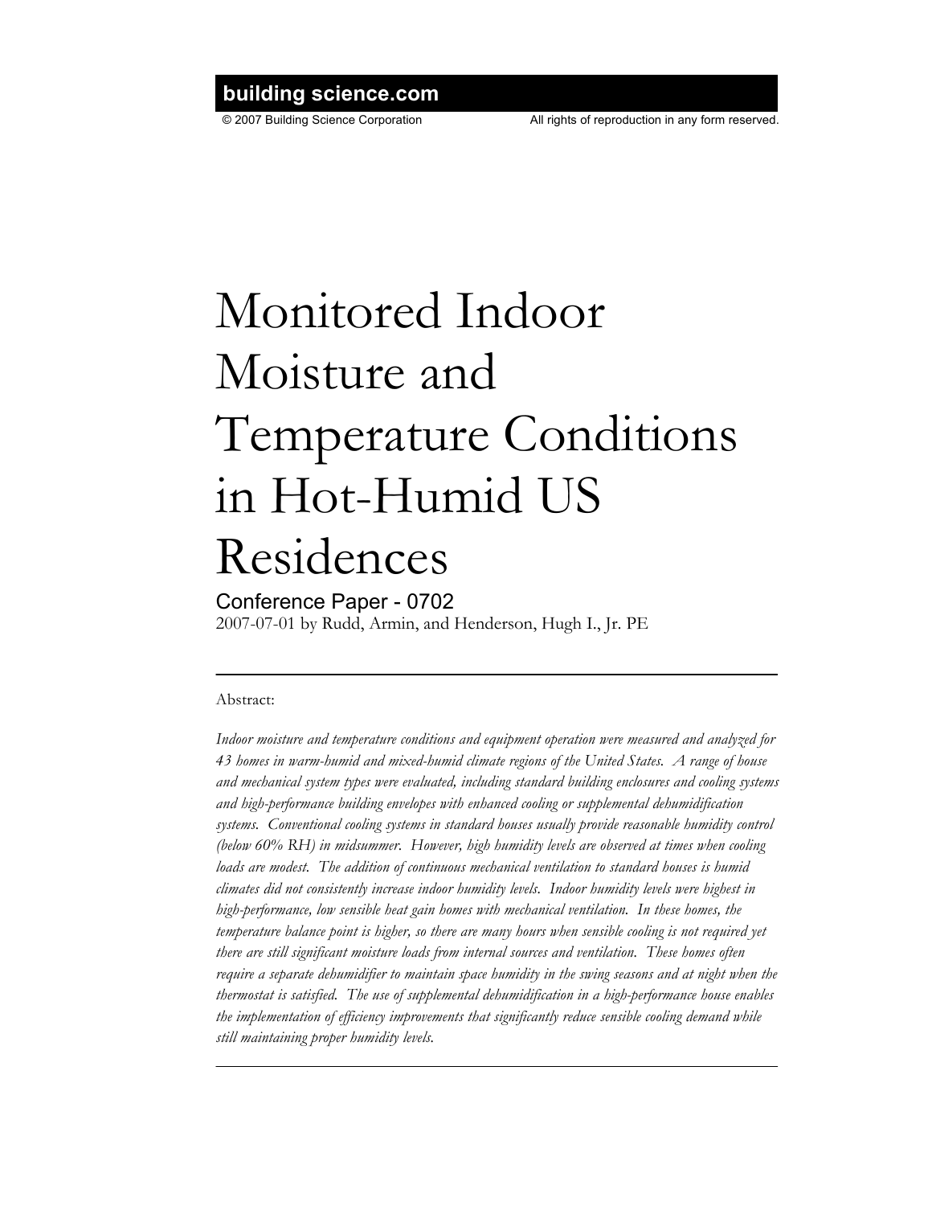**building science.com**

© 2007 Building Science Corporation All rights of reproduction in any form reserved.

# Monitored Indoor Moisture and Temperature Conditions in Hot-Humid US Residences

Conference Paper - 0702

2007-07-01 by Rudd, Armin, and Henderson, Hugh I., Jr. PE

---

Abstract:

*Indoor moisture and temperature conditions and equipment operation were measured and analyzed for 43 homes in warm-humid and mixed-humid climate regions of the United States. A range of house and mechanical system types were evaluated, including standard building enclosures and cooling systems and high-performance building envelopes with enhanced cooling or supplemental dehumidification systems. Conventional cooling systems in standard houses usually provide reasonable humidity control (below 60% RH) in midsummer. However, high humidity levels are observed at times when cooling loads are modest. The addition of continuous mechanical ventilation to standard houses is humid climates did not consistently increase indoor humidity levels. Indoor humidity levels were highest in high-performance, low sensible heat gain homes with mechanical ventilation. In these homes, the temperature balance point is higher, so there are many hours when sensible cooling is not required yet there are still significant moisture loads from internal sources and ventilation. These homes often require a separate dehumidifier to maintain space humidity in the swing seasons and at night when the thermostat is satisfied. The use of supplemental dehumidification in a high-performance house enables the implementation of efficiency improvements that significantly reduce sensible cooling demand while still maintaining proper humidity levels.*

---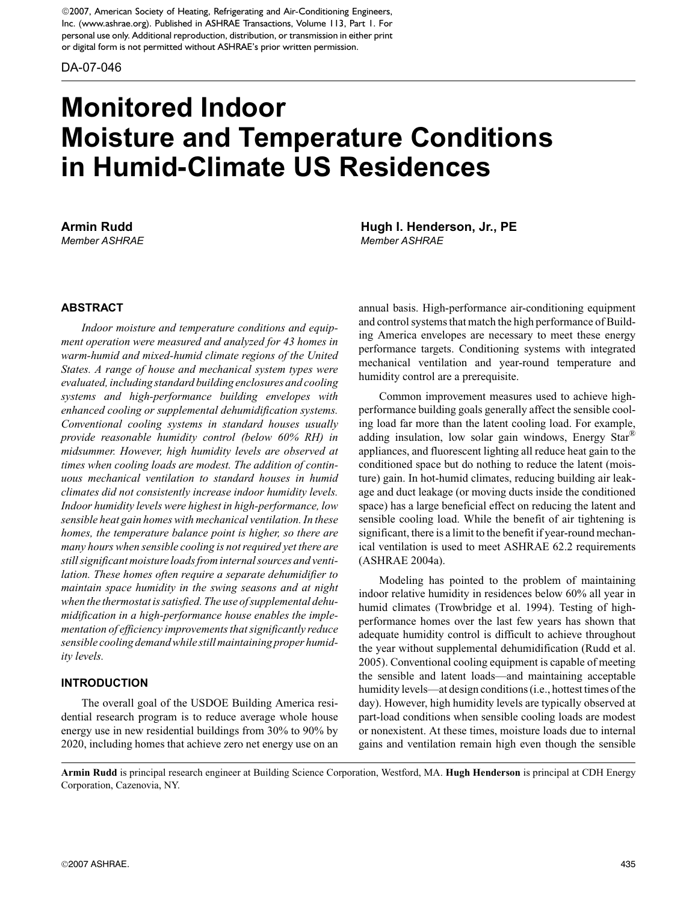©2007, American Society of Heating, Refrigerating and Air-Conditioning Engineers, Inc. (www.ashrae.org). Published in ASHRAE Transactions, Volume 113, Part 1. For personal use only. Additional reproduction, distribution, or transmission in either print or digital form is not permitted without ASHRAE's prior written permission.

DA-07-046

# Monitored Indoor Moisture and Temperature Conditions in Humid-Climate US Residences

**Armin Rudd**
*Member ASHRAE*

**Hugh I. Henderson, Jr., PE**
*Member ASHRAE*

## ABSTRACT

*Indoor moisture and temperature conditions and equipment operation were measured and analyzed for 43 homes in warm-humid and mixed-humid climate regions of the United States. A range of house and mechanical system types were evaluated, including standard building enclosures and cooling systems and high-performance building envelopes with enhanced cooling or supplemental dehumidification systems. Conventional cooling systems in standard houses usually provide reasonable humidity control (below 60% RH) in midsummer. However, high humidity levels are observed at times when cooling loads are modest. The addition of continuous mechanical ventilation to standard houses in humid climates did not consistently increase indoor humidity levels. Indoor humidity levels were highest in high-performance, low sensible heat gain homes with mechanical ventilation. In these homes, the temperature balance point is higher, so there are many hours when sensible cooling is not required yet there are still significant moisture loads from internal sources and ventilation. These homes often require a separate dehumidifier to maintain space humidity in the swing seasons and at night when the thermostat is satisfied. The use of supplemental dehumidification in a high-performance house enables the implementation of efficiency improvements that significantly reduce sensible cooling demand while still maintaining proper humidity levels.*

## INTRODUCTION

The overall goal of the USDOE Building America residential research program is to reduce average whole house energy use in new residential buildings from 30% to 90% by 2020, including homes that achieve zero net energy use on an annual basis. High-performance air-conditioning equipment and control systems that match the high performance of Building America envelopes are necessary to meet these energy performance targets. Conditioning systems with integrated mechanical ventilation and year-round temperature and humidity control are a prerequisite.

Common improvement measures used to achieve high-performance building goals generally affect the sensible cooling load far more than the latent cooling load. For example, adding insulation, low solar gain windows, Energy Star® appliances, and fluorescent lighting all reduce heat gain to the conditioned space but do nothing to reduce the latent (moisture) gain. In hot-humid climates, reducing building air leakage and duct leakage (or moving ducts inside the conditioned space) has a large beneficial effect on reducing the latent and sensible cooling load. While the benefit of air tightening is significant, there is a limit to the benefit if year-round mechanical ventilation is used to meet ASHRAE 62.2 requirements (ASHRAE 2004a).

Modeling has pointed to the problem of maintaining indoor relative humidity in residences below 60% all year in humid climates (Trowbridge et al. 1994). Testing of high-performance homes over the last few years has shown that adequate humidity control is difficult to achieve throughout the year without supplemental dehumidification (Rudd et al. 2005). Conventional cooling equipment is capable of meeting the sensible and latent loads—and maintaining acceptable humidity levels—at design conditions (i.e., hottest times of the day). However, high humidity levels are typically observed at part-load conditions when sensible cooling loads are modest or nonexistent. At these times, moisture loads due to internal gains and ventilation remain high even though the sensible

---

**Armin Rudd** is principal research engineer at Building Science Corporation, Westford, MA. **Hugh Henderson** is principal at CDH Energy Corporation, Cazenovia, NY.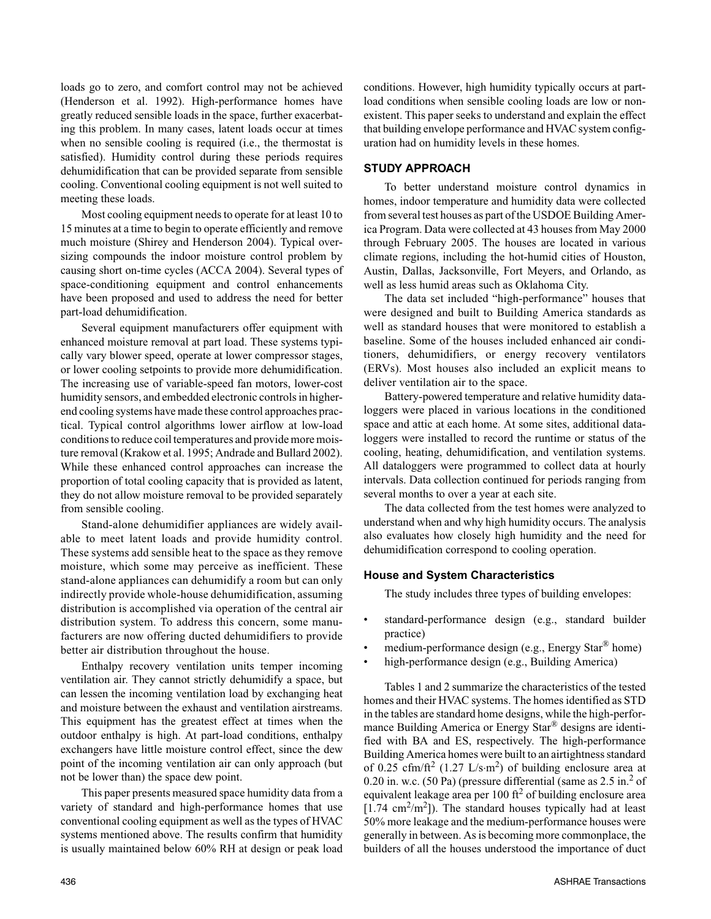loads go to zero, and comfort control may not be achieved (Henderson et al. 1992). High-performance homes have greatly reduced sensible loads in the space, further exacerbating this problem. In many cases, latent loads occur at times when no sensible cooling is required (i.e., the thermostat is satisfied). Humidity control during these periods requires dehumidification that can be provided separate from sensible cooling. Conventional cooling equipment is not well suited to meeting these loads.

Most cooling equipment needs to operate for at least 10 to 15 minutes at a time to begin to operate efficiently and remove much moisture (Shirey and Henderson 2004). Typical oversizing compounds the indoor moisture control problem by causing short on-time cycles (ACCA 2004). Several types of space-conditioning equipment and control enhancements have been proposed and used to address the need for better part-load dehumidification.

Several equipment manufacturers offer equipment with enhanced moisture removal at part load. These systems typically vary blower speed, operate at lower compressor stages, or lower cooling setpoints to provide more dehumidification. The increasing use of variable-speed fan motors, lower-cost humidity sensors, and embedded electronic controls in higher-end cooling systems have made these control approaches practical. Typical control algorithms lower airflow at low-load conditions to reduce coil temperatures and provide more moisture removal (Krakow et al. 1995; Andrade and Bullard 2002). While these enhanced control approaches can increase the proportion of total cooling capacity that is provided as latent, they do not allow moisture removal to be provided separately from sensible cooling.

Stand-alone dehumidifier appliances are widely available to meet latent loads and provide humidity control. These systems add sensible heat to the space as they remove moisture, which some may perceive as inefficient. These stand-alone appliances can dehumidify a room but can only indirectly provide whole-house dehumidification, assuming distribution is accomplished via operation of the central air distribution system. To address this concern, some manufacturers are now offering ducted dehumidifiers to provide better air distribution throughout the house.

Enthalpy recovery ventilation units temper incoming ventilation air. They cannot strictly dehumidify a space, but can lessen the incoming ventilation load by exchanging heat and moisture between the exhaust and ventilation airstreams. This equipment has the greatest effect at times when the outdoor enthalpy is high. At part-load conditions, enthalpy exchangers have little moisture control effect, since the dew point of the incoming ventilation air can only approach (but not be lower than) the space dew point.

This paper presents measured space humidity data from a variety of standard and high-performance homes that use conventional cooling equipment as well as the types of HVAC systems mentioned above. The results confirm that humidity is usually maintained below 60% RH at design or peak load conditions. However, high humidity typically occurs at part-load conditions when sensible cooling loads are low or nonexistent. This paper seeks to understand and explain the effect that building envelope performance and HVAC system configuration had on humidity levels in these homes.

## STUDY APPROACH

To better understand moisture control dynamics in homes, indoor temperature and humidity data were collected from several test houses as part of the USDOE Building America Program. Data were collected at 43 houses from May 2000 through February 2005. The houses are located in various climate regions, including the hot-humid cities of Houston, Austin, Dallas, Jacksonville, Fort Meyers, and Orlando, as well as less humid areas such as Oklahoma City.

The data set included "high-performance" houses that were designed and built to Building America standards as well as standard houses that were monitored to establish a baseline. Some of the houses included enhanced air conditioners, dehumidifiers, or energy recovery ventilators (ERVs). Most houses also included an explicit means to deliver ventilation air to the space.

Battery-powered temperature and relative humidity dataloggers were placed in various locations in the conditioned space and attic at each home. At some sites, additional dataloggers were installed to record the runtime or status of the cooling, heating, dehumidification, and ventilation systems. All dataloggers were programmed to collect data at hourly intervals. Data collection continued for periods ranging from several months to over a year at each site.

The data collected from the test homes were analyzed to understand when and why high humidity occurs. The analysis also evaluates how closely high humidity and the need for dehumidification correspond to cooling operation.

### House and System Characteristics

The study includes three types of building envelopes:

- standard-performance design (e.g., standard builder practice)
- medium-performance design (e.g., Energy Star® home)
- high-performance design (e.g., Building America)

Tables 1 and 2 summarize the characteristics of the tested homes and their HVAC systems. The homes identified as STD in the tables are standard home designs, while the high-performance Building America or Energy Star® designs are identified with BA and ES, respectively. The high-performance Building America homes were built to an airtightness standard of 0.25 cfm/ft$^2$ (1.27 L/s·m$^2$) of building enclosure area at 0.20 in. w.c. (50 Pa) (pressure differential (same as 2.5 in.$^2$ of equivalent leakage area per 100 ft$^2$ of building enclosure area [1.74 cm$^2$/m$^2$]). The standard houses typically had at least 50% more leakage and the medium-performance houses were generally in between. As is becoming more commonplace, the builders of all the houses understood the importance of duct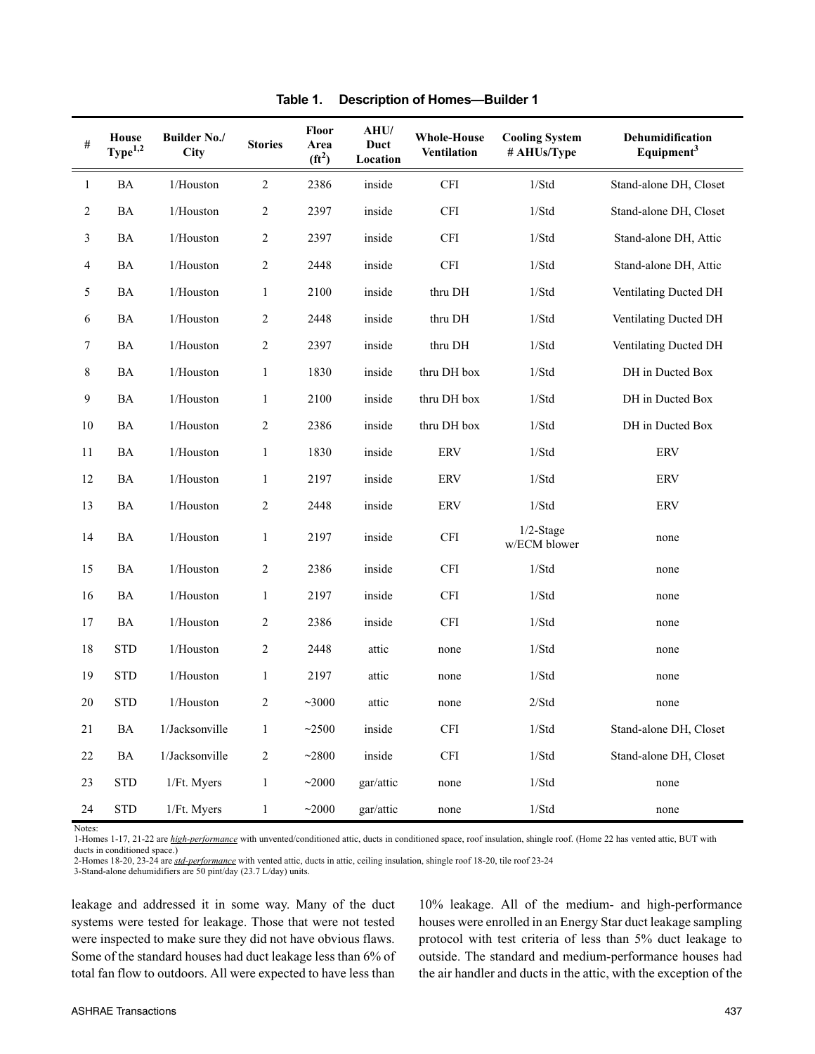**Table 1. Description of Homes—Builder 1**

| # | House Type[1,2] | Builder No./ City | Stories | Floor Area ($ft^2$) | AHU/ Duct Location | Whole-House Ventilation | Cooling System # AHUs/Type | Dehumidification Equipment[3] |
|---|---|---|---|---|---|---|---|---|
| 1 | BA | 1/Houston | 2 | 2386 | inside | CFI | 1/Std | Stand-alone DH, Closet |
| 2 | BA | 1/Houston | 2 | 2397 | inside | CFI | 1/Std | Stand-alone DH, Closet |
| 3 | BA | 1/Houston | 2 | 2397 | inside | CFI | 1/Std | Stand-alone DH, Attic |
| 4 | BA | 1/Houston | 2 | 2448 | inside | CFI | 1/Std | Stand-alone DH, Attic |
| 5 | BA | 1/Houston | 1 | 2100 | inside | thru DH | 1/Std | Ventilating Ducted DH |
| 6 | BA | 1/Houston | 2 | 2448 | inside | thru DH | 1/Std | Ventilating Ducted DH |
| 7 | BA | 1/Houston | 2 | 2397 | inside | thru DH | 1/Std | Ventilating Ducted DH |
| 8 | BA | 1/Houston | 1 | 1830 | inside | thru DH box | 1/Std | DH in Ducted Box |
| 9 | BA | 1/Houston | 1 | 2100 | inside | thru DH box | 1/Std | DH in Ducted Box |
| 10 | BA | 1/Houston | 2 | 2386 | inside | thru DH box | 1/Std | DH in Ducted Box |
| 11 | BA | 1/Houston | 1 | 1830 | inside | ERV | 1/Std | ERV |
| 12 | BA | 1/Houston | 1 | 2197 | inside | ERV | 1/Std | ERV |
| 13 | BA | 1/Houston | 2 | 2448 | inside | ERV | 1/Std | ERV |
| 14 | BA | 1/Houston | 1 | 2197 | inside | CFI | 1/2-Stage w/ECM blower | none |
| 15 | BA | 1/Houston | 2 | 2386 | inside | CFI | 1/Std | none |
| 16 | BA | 1/Houston | 1 | 2197 | inside | CFI | 1/Std | none |
| 17 | BA | 1/Houston | 2 | 2386 | inside | CFI | 1/Std | none |
| 18 | STD | 1/Houston | 2 | 2448 | attic | none | 1/Std | none |
| 19 | STD | 1/Houston | 1 | 2197 | attic | none | 1/Std | none |
| 20 | STD | 1/Houston | 2 | ~3000 | attic | none | 2/Std | none |
| 21 | BA | 1/Jacksonville | 1 | ~2500 | inside | CFI | 1/Std | Stand-alone DH, Closet |
| 22 | BA | 1/Jacksonville | 2 | ~2800 | inside | CFI | 1/Std | Stand-alone DH, Closet |
| 23 | STD | 1/Ft. Myers | 1 | ~2000 | gar/attic | none | 1/Std | none |
| 24 | STD | 1/Ft. Myers | 1 | ~2000 | gar/attic | none | 1/Std | none |

Notes:
1-Homes 1-17, 21-22 are ***high-performance*** with unvented/conditioned attic, ducts in conditioned space, roof insulation, shingle roof. (Home 22 has vented attic, BUT with ducts in conditioned space.)
2-Homes 18-20, 23-24 are ***std-performance*** with vented attic, ducts in attic, ceiling insulation, shingle roof 18-20, tile roof 23-24
3-Stand-alone dehumidifiers are 50 pint/day (23.7 L/day) units.

leakage and addressed it in some way. Many of the duct systems were tested for leakage. Those that were not tested were inspected to make sure they did not have obvious flaws. Some of the standard houses had duct leakage less than 6% of total fan flow to outdoors. All were expected to have less than 10% leakage. All of the medium- and high-performance houses were enrolled in an Energy Star duct leakage sampling protocol with test criteria of less than 5% duct leakage to outside. The standard and medium-performance houses had the air handler and ducts in the attic, with the exception of the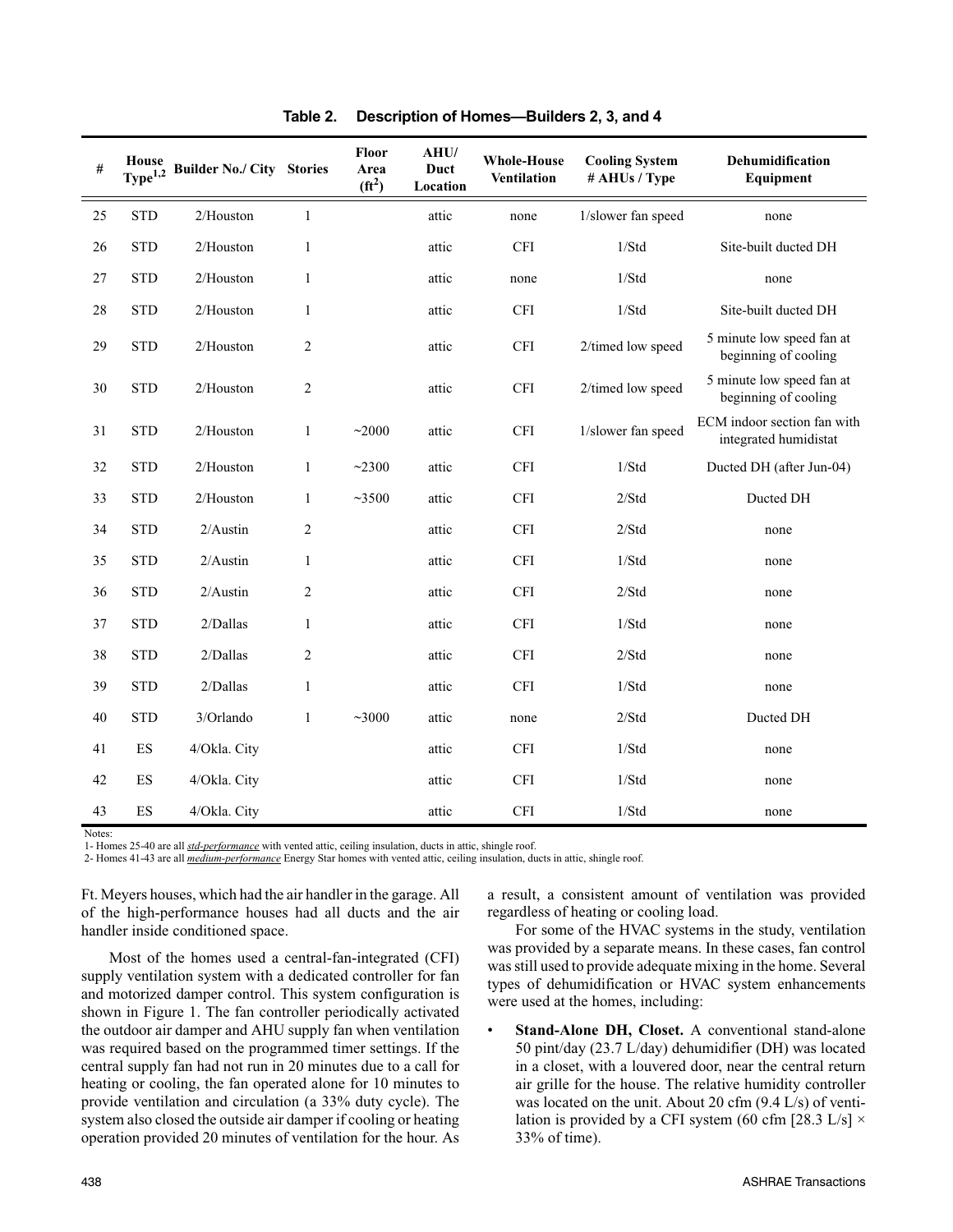**Table 2. Description of Homes—Builders 2, 3, and 4**

| # | House Type[1,2] | Builder No./ City | Stories | Floor Area (ft²) | AHU/ Duct Location | Whole-House Ventilation | Cooling System # AHUs / Type | Dehumidification Equipment |
|---|---|---|---|---|---|---|---|---|
| 25 | STD | 2/Houston | 1 | | attic | none | 1/slower fan speed | none |
| 26 | STD | 2/Houston | 1 | | attic | CFI | 1/Std | Site-built ducted DH |
| 27 | STD | 2/Houston | 1 | | attic | none | 1/Std | none |
| 28 | STD | 2/Houston | 1 | | attic | CFI | 1/Std | Site-built ducted DH |
| 29 | STD | 2/Houston | 2 | | attic | CFI | 2/timed low speed | 5 minute low speed fan at beginning of cooling |
| 30 | STD | 2/Houston | 2 | | attic | CFI | 2/timed low speed | 5 minute low speed fan at beginning of cooling |
| 31 | STD | 2/Houston | 1 | ~2000 | attic | CFI | 1/slower fan speed | ECM indoor section fan with integrated humidistat |
| 32 | STD | 2/Houston | 1 | ~2300 | attic | CFI | 1/Std | Ducted DH (after Jun-04) |
| 33 | STD | 2/Houston | 1 | ~3500 | attic | CFI | 2/Std | Ducted DH |
| 34 | STD | 2/Austin | 2 | | attic | CFI | 2/Std | none |
| 35 | STD | 2/Austin | 1 | | attic | CFI | 1/Std | none |
| 36 | STD | 2/Austin | 2 | | attic | CFI | 2/Std | none |
| 37 | STD | 2/Dallas | 1 | | attic | CFI | 1/Std | none |
| 38 | STD | 2/Dallas | 2 | | attic | CFI | 2/Std | none |
| 39 | STD | 2/Dallas | 1 | | attic | CFI | 1/Std | none |
| 40 | STD | 3/Orlando | 1 | ~3000 | attic | none | 2/Std | Ducted DH |
| 41 | ES | 4/Okla. City | | | attic | CFI | 1/Std | none |
| 42 | ES | 4/Okla. City | | | attic | CFI | 1/Std | none |
| 43 | ES | 4/Okla. City | | | attic | CFI | 1/Std | none |

Notes:
1- Homes 25-40 are all *std-performance* with vented attic, ceiling insulation, ducts in attic, shingle roof.
2- Homes 41-43 are all *medium-performance* Energy Star homes with vented attic, ceiling insulation, ducts in attic, shingle roof.

Ft. Meyers houses, which had the air handler in the garage. All of the high-performance houses had all ducts and the air handler inside conditioned space.

Most of the homes used a central-fan-integrated (CFI) supply ventilation system with a dedicated controller for fan and motorized damper control. This system configuration is shown in Figure 1. The fan controller periodically activated the outdoor air damper and AHU supply fan when ventilation was required based on the programmed timer settings. If the central supply fan had not run in 20 minutes due to a call for heating or cooling, the fan operated alone for 10 minutes to provide ventilation and circulation (a 33% duty cycle). The system also closed the outside air damper if cooling or heating operation provided 20 minutes of ventilation for the hour. As a result, a consistent amount of ventilation was provided regardless of heating or cooling load.

For some of the HVAC systems in the study, ventilation was provided by a separate means. In these cases, fan control was still used to provide adequate mixing in the home. Several types of dehumidification or HVAC system enhancements were used at the homes, including:

- **Stand-Alone DH, Closet.** A conventional stand-alone 50 pint/day (23.7 L/day) dehumidifier (DH) was located in a closet, with a louvered door, near the central return air grille for the house. The relative humidity controller was located on the unit. About 20 cfm (9.4 L/s) of ventilation is provided by a CFI system (60 cfm [28.3 L/s] × 33% of time).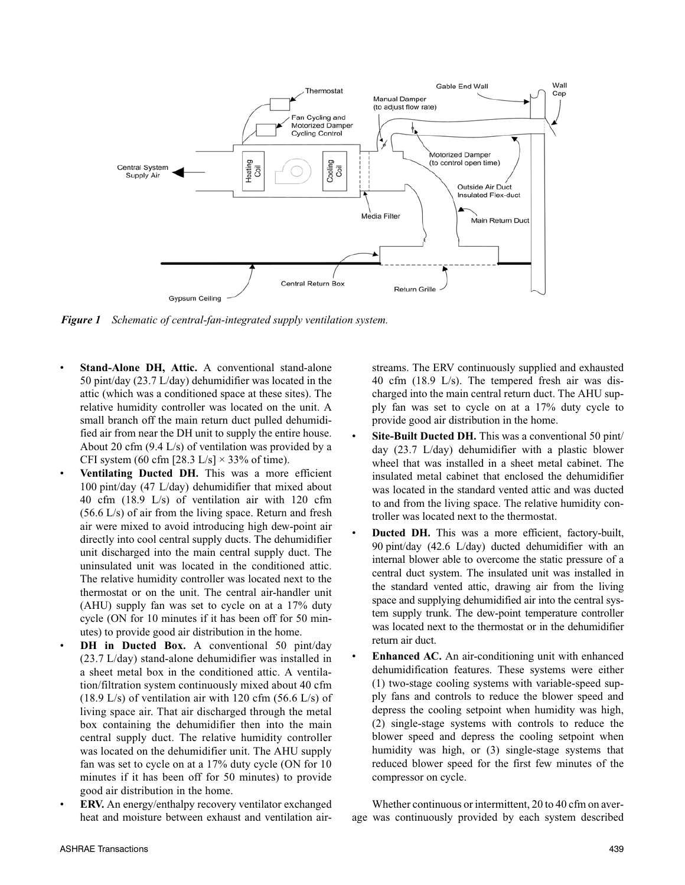*Figure 1    Schematic of central-fan-integrated supply ventilation system.*

- **Stand-Alone DH, Attic.** A conventional stand-alone 50 pint/day (23.7 L/day) dehumidifier was located in the attic (which was a conditioned space at these sites). The relative humidity controller was located on the unit. A small branch off the main return duct pulled dehumidified air from near the DH unit to supply the entire house. About 20 cfm (9.4 L/s) of ventilation was provided by a CFI system (60 cfm [28.3 L/s] × 33% of time).
- **Ventilating Ducted DH.** This was a more efficient 100 pint/day (47 L/day) dehumidifier that mixed about 40 cfm (18.9 L/s) of ventilation air with 120 cfm (56.6 L/s) of air from the living space. Return and fresh air were mixed to avoid introducing high dew-point air directly into cool central supply ducts. The dehumidifier unit discharged into the main central supply duct. The uninsulated unit was located in the conditioned attic. The relative humidity controller was located next to the thermostat or on the unit. The central air-handler unit (AHU) supply fan was set to cycle on at a 17% duty cycle (ON for 10 minutes if it has been off for 50 minutes) to provide good air distribution in the home.
- **DH in Ducted Box.** A conventional 50 pint/day (23.7 L/day) stand-alone dehumidifier was installed in a sheet metal box in the conditioned attic. A ventilation/filtration system continuously mixed about 40 cfm (18.9 L/s) of ventilation air with 120 cfm (56.6 L/s) of living space air. That air discharged through the metal box containing the dehumidifier then into the main central supply duct. The relative humidity controller was located on the dehumidifier unit. The AHU supply fan was set to cycle on at a 17% duty cycle (ON for 10 minutes if it has been off for 50 minutes) to provide good air distribution in the home.
- **ERV.** An energy/enthalpy recovery ventilator exchanged heat and moisture between exhaust and ventilation airstreams. The ERV continuously supplied and exhausted 40 cfm (18.9 L/s). The tempered fresh air was discharged into the main central return duct. The AHU supply fan was set to cycle on at a 17% duty cycle to provide good air distribution in the home.
- **Site-Built Ducted DH.** This was a conventional 50 pint/day (23.7 L/day) dehumidifier with a plastic blower wheel that was installed in a sheet metal cabinet. The insulated metal cabinet that enclosed the dehumidifier was located in the standard vented attic and was ducted to and from the living space. The relative humidity controller was located next to the thermostat.
- **Ducted DH.** This was a more efficient, factory-built, 90 pint/day (42.6 L/day) ducted dehumidifier with an internal blower able to overcome the static pressure of a central duct system. The insulated unit was installed in the standard vented attic, drawing air from the living space and supplying dehumidified air into the central system supply trunk. The dew-point temperature controller was located next to the thermostat or in the dehumidifier return air duct.
- **Enhanced AC.** An air-conditioning unit with enhanced dehumidification features. These systems were either (1) two-stage cooling systems with variable-speed supply fans and controls to reduce the blower speed and depress the cooling setpoint when humidity was high, (2) single-stage systems with controls to reduce the blower speed and depress the cooling setpoint when humidity was high, or (3) single-stage systems that reduced blower speed for the first few minutes of the compressor on cycle.

Whether continuous or intermittent, 20 to 40 cfm on average was continuously provided by each system described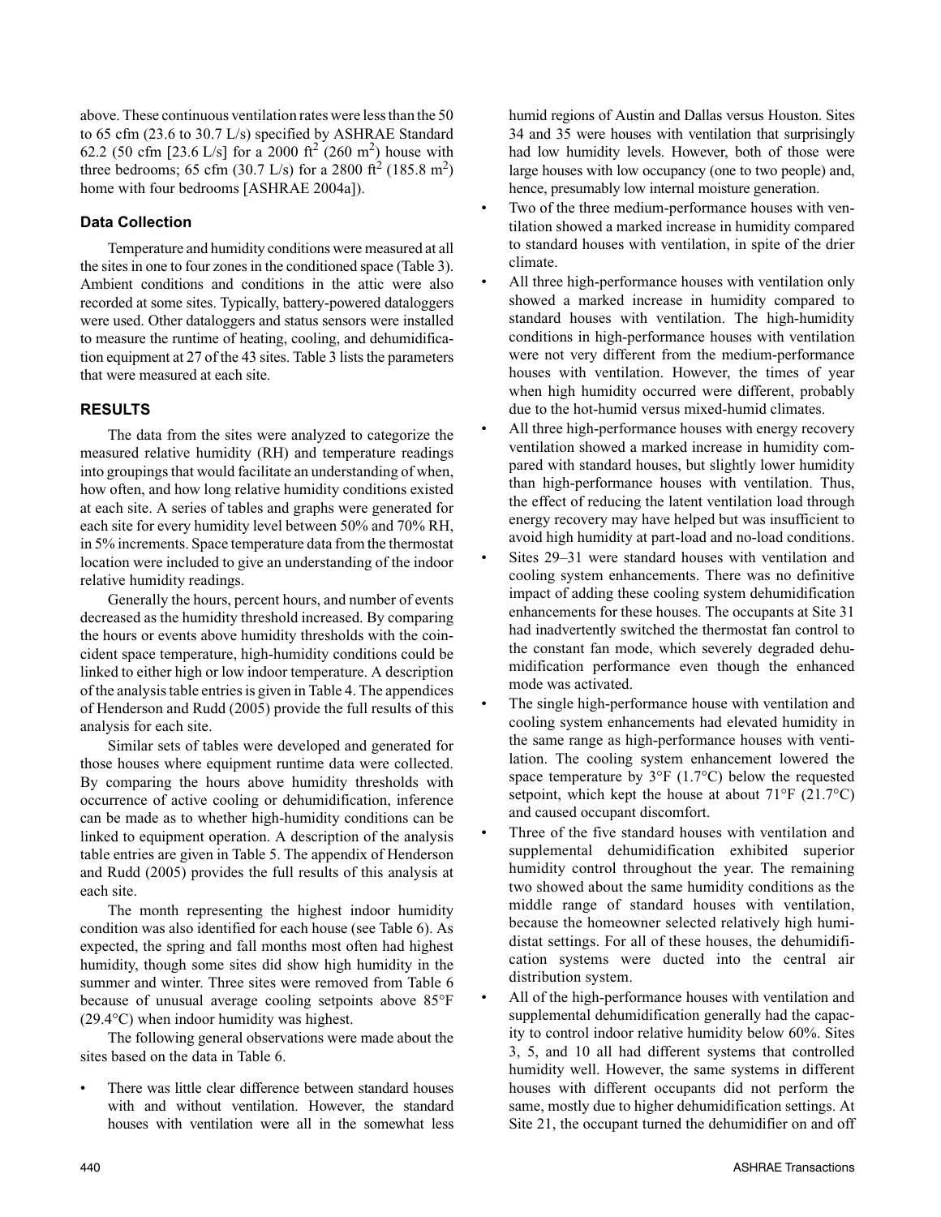above. These continuous ventilation rates were less than the 50 to 65 cfm (23.6 to 30.7 L/s) specified by ASHRAE Standard 62.2 (50 cfm [23.6 L/s] for a 2000 ft$^2$ (260 m$^2$) house with three bedrooms; 65 cfm (30.7 L/s) for a 2800 ft$^2$ (185.8 m$^2$) home with four bedrooms [ASHRAE 2004a]).

### Data Collection

Temperature and humidity conditions were measured at all the sites in one to four zones in the conditioned space (Table 3). Ambient conditions and conditions in the attic were also recorded at some sites. Typically, battery-powered dataloggers were used. Other dataloggers and status sensors were installed to measure the runtime of heating, cooling, and dehumidification equipment at 27 of the 43 sites. Table 3 lists the parameters that were measured at each site.

## RESULTS

The data from the sites were analyzed to categorize the measured relative humidity (RH) and temperature readings into groupings that would facilitate an understanding of when, how often, and how long relative humidity conditions existed at each site. A series of tables and graphs were generated for each site for every humidity level between 50% and 70% RH, in 5% increments. Space temperature data from the thermostat location were included to give an understanding of the indoor relative humidity readings.

Generally the hours, percent hours, and number of events decreased as the humidity threshold increased. By comparing the hours or events above humidity thresholds with the coincident space temperature, high-humidity conditions could be linked to either high or low indoor temperature. A description of the analysis table entries is given in Table 4. The appendices of Henderson and Rudd (2005) provide the full results of this analysis for each site.

Similar sets of tables were developed and generated for those houses where equipment runtime data were collected. By comparing the hours above humidity thresholds with occurrence of active cooling or dehumidification, inference can be made as to whether high-humidity conditions can be linked to equipment operation. A description of the analysis table entries are given in Table 5. The appendix of Henderson and Rudd (2005) provides the full results of this analysis at each site.

The month representing the highest indoor humidity condition was also identified for each house (see Table 6). As expected, the spring and fall months most often had highest humidity, though some sites did show high humidity in the summer and winter. Three sites were removed from Table 6 because of unusual average cooling setpoints above 85°F (29.4°C) when indoor humidity was highest.

The following general observations were made about the sites based on the data in Table 6.

- There was little clear difference between standard houses with and without ventilation. However, the standard houses with ventilation were all in the somewhat less humid regions of Austin and Dallas versus Houston. Sites 34 and 35 were houses with ventilation that surprisingly had low humidity levels. However, both of those were large houses with low occupancy (one to two people) and, hence, presumably low internal moisture generation.
- Two of the three medium-performance houses with ventilation showed a marked increase in humidity compared to standard houses with ventilation, in spite of the drier climate.
- All three high-performance houses with ventilation only showed a marked increase in humidity compared to standard houses with ventilation. The high-humidity conditions in high-performance houses with ventilation were not very different from the medium-performance houses with ventilation. However, the times of year when high humidity occurred were different, probably due to the hot-humid versus mixed-humid climates.
- All three high-performance houses with energy recovery ventilation showed a marked increase in humidity compared with standard houses, but slightly lower humidity than high-performance houses with ventilation. Thus, the effect of reducing the latent ventilation load through energy recovery may have helped but was insufficient to avoid high humidity at part-load and no-load conditions.
- Sites 29–31 were standard houses with ventilation and cooling system enhancements. There was no definitive impact of adding these cooling system dehumidification enhancements for these houses. The occupants at Site 31 had inadvertently switched the thermostat fan control to the constant fan mode, which severely degraded dehumidification performance even though the enhanced mode was activated.
- The single high-performance house with ventilation and cooling system enhancements had elevated humidity in the same range as high-performance houses with ventilation. The cooling system enhancement lowered the space temperature by 3°F (1.7°C) below the requested setpoint, which kept the house at about 71°F (21.7°C) and caused occupant discomfort.
- Three of the five standard houses with ventilation and supplemental dehumidification exhibited superior humidity control throughout the year. The remaining two showed about the same humidity conditions as the middle range of standard houses with ventilation, because the homeowner selected relatively high humidistat settings. For all of these houses, the dehumidification systems were ducted into the central air distribution system.
- All of the high-performance houses with ventilation and supplemental dehumidification generally had the capacity to control indoor relative humidity below 60%. Sites 3, 5, and 10 all had different systems that controlled humidity well. However, the same systems in different houses with different occupants did not perform the same, mostly due to higher dehumidification settings. At Site 21, the occupant turned the dehumidifier on and off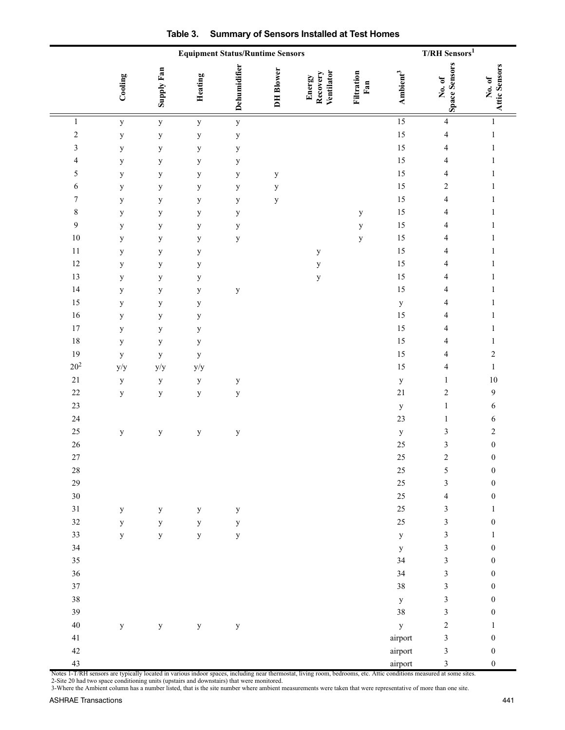**Table 3. Summary of Sensors Installed at Test Homes**

| | Equipment Status/Runtime Sensors | | | | | | | T/RH Sensors[1] | | |
|---|---|---|---|---|---|---|---|---|---|---|
| | Cooling | Supply Fan | Heating | Dehumidifier | DH Blower | Energy Recovery Ventilator | Filtration Fan | Ambient[3] | No. of Space Sensors | No. of Attic Sensors |
| 1 | y | y | y | y | | | | 15 | 4 | 1 |
| 2 | y | y | y | y | | | | 15 | 4 | 1 |
| 3 | y | y | y | y | | | | 15 | 4 | 1 |
| 4 | y | y | y | y | | | | 15 | 4 | 1 |
| 5 | y | y | y | y | y | | | 15 | 4 | 1 |
| 6 | y | y | y | y | y | | | 15 | 2 | 1 |
| 7 | y | y | y | y | y | | | 15 | 4 | 1 |
| 8 | y | y | y | y | | | y | 15 | 4 | 1 |
| 9 | y | y | y | y | | | y | 15 | 4 | 1 |
| 10 | y | y | y | y | | | y | 15 | 4 | 1 |
| 11 | y | y | y | | | y | | 15 | 4 | 1 |
| 12 | y | y | y | | | y | | 15 | 4 | 1 |
| 13 | y | y | y | | | y | | 15 | 4 | 1 |
| 14 | y | y | y | y | | | | 15 | 4 | 1 |
| 15 | y | y | y | | | | | y | 4 | 1 |
| 16 | y | y | y | | | | | 15 | 4 | 1 |
| 17 | y | y | y | | | | | 15 | 4 | 1 |
| 18 | y | y | y | | | | | 15 | 4 | 1 |
| 19 | y | y | y | | | | | 15 | 4 | 2 |
| 20[2] | y/y | y/y | y/y | | | | | 15 | 4 | 1 |
| 21 | y | y | y | y | | | | y | 1 | 10 |
| 22 | y | y | y | y | | | | 21 | 2 | 9 |
| 23 | | | | | | | | y | 1 | 6 |
| 24 | | | | | | | | 23 | 1 | 6 |
| 25 | y | y | y | y | | | | y | 3 | 2 |
| 26 | | | | | | | | 25 | 3 | 0 |
| 27 | | | | | | | | 25 | 2 | 0 |
| 28 | | | | | | | | 25 | 5 | 0 |
| 29 | | | | | | | | 25 | 3 | 0 |
| 30 | | | | | | | | 25 | 4 | 0 |
| 31 | y | y | y | y | | | | 25 | 3 | 1 |
| 32 | y | y | y | y | | | | 25 | 3 | 0 |
| 33 | y | y | y | y | | | | y | 3 | 1 |
| 34 | | | | | | | | y | 3 | 0 |
| 35 | | | | | | | | 34 | 3 | 0 |
| 36 | | | | | | | | 34 | 3 | 0 |
| 37 | | | | | | | | 38 | 3 | 0 |
| 38 | | | | | | | | y | 3 | 0 |
| 39 | | | | | | | | 38 | 3 | 0 |
| 40 | y | y | y | y | | | | y | 2 | 1 |
| 41 | | | | | | | | airport | 3 | 0 |
| 42 | | | | | | | | airport | 3 | 0 |
| 43 | | | | | | | | airport | 3 | 0 |

Notes 1-T/RH sensors are typically located in various indoor spaces, including near thermostat, living room, bedrooms, etc. Attic conditions measured at some sites.
2-Site 20 had two space conditioning units (upstairs and downstairs) that were monitored.
3-Where the Ambient column has a number listed, that is the site number where ambient measurements were taken that were representative of more than one site.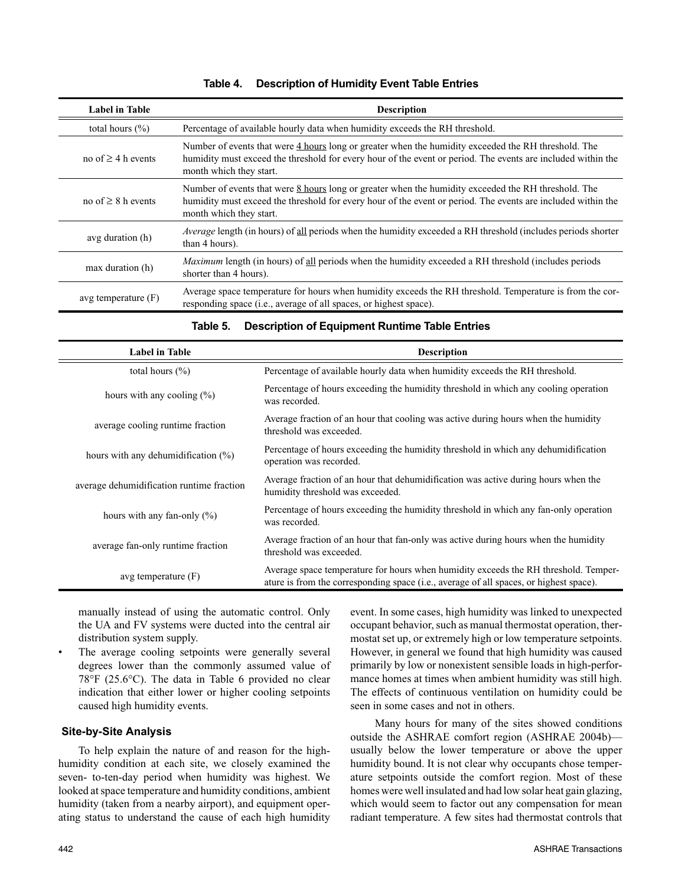**Table 4. Description of Humidity Event Table Entries**

| Label in Table | Description |
|---|---|
| total hours (%) | Percentage of available hourly data when humidity exceeds the RH threshold. |
| no of ≥ 4 h events | Number of events that were 4 hours long or greater when the humidity exceeded the RH threshold. The humidity must exceed the threshold for every hour of the event or period. The events are included within the month which they start. |
| no of ≥ 8 h events | Number of events that were 8 hours long or greater when the humidity exceeded the RH threshold. The humidity must exceed the threshold for every hour of the event or period. The events are included within the month which they start. |
| avg duration (h) | *Average* length (in hours) of all periods when the humidity exceeded a RH threshold (includes periods shorter than 4 hours). |
| max duration (h) | *Maximum* length (in hours) of all periods when the humidity exceeded a RH threshold (includes periods shorter than 4 hours). |
| avg temperature (F) | Average space temperature for hours when humidity exceeds the RH threshold. Temperature is from the corresponding space (i.e., average of all spaces, or highest space). |

**Table 5. Description of Equipment Runtime Table Entries**

| Label in Table | Description |
|---|---|
| total hours (%) | Percentage of available hourly data when humidity exceeds the RH threshold. |
| hours with any cooling (%) | Percentage of hours exceeding the humidity threshold in which any cooling operation was recorded. |
| average cooling runtime fraction | Average fraction of an hour that cooling was active during hours when the humidity threshold was exceeded. |
| hours with any dehumidification (%) | Percentage of hours exceeding the humidity threshold in which any dehumidification operation was recorded. |
| average dehumidification runtime fraction | Average fraction of an hour that dehumidification was active during hours when the humidity threshold was exceeded. |
| hours with any fan-only (%) | Percentage of hours exceeding the humidity threshold in which any fan-only operation was recorded. |
| average fan-only runtime fraction | Average fraction of an hour that fan-only was active during hours when the humidity threshold was exceeded. |
| avg temperature (F) | Average space temperature for hours when humidity exceeds the RH threshold. Temperature is from the corresponding space (i.e., average of all spaces, or highest space). |

manually instead of using the automatic control. Only the UA and FV systems were ducted into the central air distribution system supply.

- The average cooling setpoints were generally several degrees lower than the commonly assumed value of 78°F (25.6°C). The data in Table 6 provided no clear indication that either lower or higher cooling setpoints caused high humidity events.

### Site-by-Site Analysis

To help explain the nature of and reason for the high-humidity condition at each site, we closely examined the seven- to-ten-day period when humidity was highest. We looked at space temperature and humidity conditions, ambient humidity (taken from a nearby airport), and equipment operating status to understand the cause of each high humidity event. In some cases, high humidity was linked to unexpected occupant behavior, such as manual thermostat operation, thermostat set up, or extremely high or low temperature setpoints. However, in general we found that high humidity was caused primarily by low or nonexistent sensible loads in high-performance homes at times when ambient humidity was still high. The effects of continuous ventilation on humidity could be seen in some cases and not in others.

Many hours for many of the sites showed conditions outside the ASHRAE comfort region (ASHRAE 2004b)—usually below the lower temperature or above the upper humidity bound. It is not clear why occupants chose temperature setpoints outside the comfort region. Most of these homes were well insulated and had low solar heat gain glazing, which would seem to factor out any compensation for mean radiant temperature. A few sites had thermostat controls that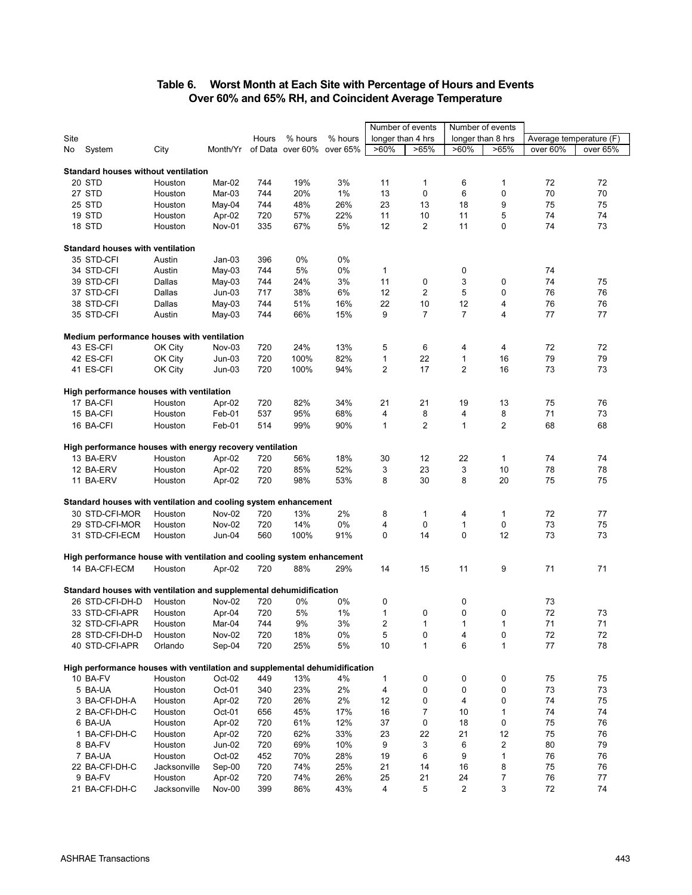## Table 6. Worst Month at Each Site with Percentage of Hours and Events Over 60% and 65% RH, and Coincident Average Temperature

| Site No | System | City | Month/Yr | Hours of Data | % hours over 60% | % hours over 65% | Number of events longer than 4 hrs >60% | Number of events longer than 4 hrs >65% | Number of events longer than 8 hrs >60% | Number of events longer than 8 hrs >65% | Average temperature (F) over 60% | Average temperature (F) over 65% |
|---|---|---|---|---|---|---|---|---|---|---|---|---|
| **Standard houses without ventilation** | | | | | | | | | | | | |
| 20 | STD | Houston | Mar-02 | 744 | 19% | 3% | 11 | 1 | 6 | 1 | 72 | 72 |
| 27 | STD | Houston | Mar-03 | 744 | 20% | 1% | 13 | 0 | 6 | 0 | 70 | 70 |
| 25 | STD | Houston | May-04 | 744 | 48% | 26% | 23 | 13 | 18 | 9 | 75 | 75 |
| 19 | STD | Houston | Apr-02 | 720 | 57% | 22% | 11 | 10 | 11 | 5 | 74 | 74 |
| 18 | STD | Houston | Nov-01 | 335 | 67% | 5% | 12 | 2 | 11 | 0 | 74 | 73 |
| **Standard houses with ventilation** | | | | | | | | | | | | |
| 35 | STD-CFI | Austin | Jan-03 | 396 | 0% | 0% | | | | | | |
| 34 | STD-CFI | Austin | May-03 | 744 | 5% | 0% | 1 | | 0 | | 74 | |
| 39 | STD-CFI | Dallas | May-03 | 744 | 24% | 3% | 11 | 0 | 3 | 0 | 74 | 75 |
| 37 | STD-CFI | Dallas | Jun-03 | 717 | 38% | 6% | 12 | 2 | 5 | 0 | 76 | 76 |
| 38 | STD-CFI | Dallas | May-03 | 744 | 51% | 16% | 22 | 10 | 12 | 4 | 76 | 76 |
| 35 | STD-CFI | Austin | May-03 | 744 | 66% | 15% | 9 | 7 | 7 | 4 | 77 | 77 |
| **Medium performance houses with ventilation** | | | | | | | | | | | | |
| 43 | ES-CFI | OK City | Nov-03 | 720 | 24% | 13% | 5 | 6 | 4 | 4 | 72 | 72 |
| 42 | ES-CFI | OK City | Jun-03 | 720 | 100% | 82% | 1 | 22 | 1 | 16 | 79 | 79 |
| 41 | ES-CFI | OK City | Jun-03 | 720 | 100% | 94% | 2 | 17 | 2 | 16 | 73 | 73 |
| **High performance houses with ventilation** | | | | | | | | | | | | |
| 17 | BA-CFI | Houston | Apr-02 | 720 | 82% | 34% | 21 | 21 | 19 | 13 | 75 | 76 |
| 15 | BA-CFI | Houston | Feb-01 | 537 | 95% | 68% | 4 | 8 | 4 | 8 | 71 | 73 |
| 16 | BA-CFI | Houston | Feb-01 | 514 | 99% | 90% | 1 | 2 | 1 | 2 | 68 | 68 |
| **High performance houses with energy recovery ventilation** | | | | | | | | | | | | |
| 13 | BA-ERV | Houston | Apr-02 | 720 | 56% | 18% | 30 | 12 | 22 | 1 | 74 | 74 |
| 12 | BA-ERV | Houston | Apr-02 | 720 | 85% | 52% | 3 | 23 | 3 | 10 | 78 | 78 |
| 11 | BA-ERV | Houston | Apr-02 | 720 | 98% | 53% | 8 | 30 | 8 | 20 | 75 | 75 |
| **Standard houses with ventilation and cooling system enhancement** | | | | | | | | | | | | |
| 30 | STD-CFI-MOR | Houston | Nov-02 | 720 | 13% | 2% | 8 | 1 | 4 | 1 | 72 | 77 |
| 29 | STD-CFI-MOR | Houston | Nov-02 | 720 | 14% | 0% | 4 | 0 | 1 | 0 | 73 | 75 |
| 31 | STD-CFI-ECM | Houston | Jun-04 | 560 | 100% | 91% | 0 | 14 | 0 | 12 | 73 | 73 |
| **High performance house with ventilation and cooling system enhancement** | | | | | | | | | | | | |
| 14 | BA-CFI-ECM | Houston | Apr-02 | 720 | 88% | 29% | 14 | 15 | 11 | 9 | 71 | 71 |
| **Standard houses with ventilation and supplemental dehumidification** | | | | | | | | | | | | |
| 26 | STD-CFI-DH-D | Houston | Nov-02 | 720 | 0% | 0% | 0 | | 0 | | 73 | |
| 33 | STD-CFI-APR | Houston | Apr-04 | 720 | 5% | 1% | 1 | 0 | 0 | 0 | 72 | 73 |
| 32 | STD-CFI-APR | Houston | Mar-04 | 744 | 9% | 3% | 2 | 1 | 1 | 1 | 71 | 71 |
| 28 | STD-CFI-DH-D | Houston | Nov-02 | 720 | 18% | 0% | 5 | 0 | 4 | 0 | 72 | 72 |
| 40 | STD-CFI-APR | Orlando | Sep-04 | 720 | 25% | 5% | 10 | 1 | 6 | 1 | 77 | 78 |
| **High performance houses with ventilation and supplemental dehumidification** | | | | | | | | | | | | |
| 10 | BA-FV | Houston | Oct-02 | 449 | 13% | 4% | 1 | 0 | 0 | 0 | 75 | 75 |
| 5 | BA-UA | Houston | Oct-01 | 340 | 23% | 2% | 4 | 0 | 0 | 0 | 73 | 73 |
| 3 | BA-CFI-DH-A | Houston | Apr-02 | 720 | 26% | 2% | 12 | 0 | 4 | 0 | 74 | 75 |
| 2 | BA-CFI-DH-C | Houston | Oct-01 | 656 | 45% | 17% | 16 | 7 | 10 | 1 | 74 | 74 |
| 6 | BA-UA | Houston | Apr-02 | 720 | 61% | 12% | 37 | 0 | 18 | 0 | 75 | 76 |
| 1 | BA-CFI-DH-C | Houston | Apr-02 | 720 | 62% | 33% | 23 | 22 | 21 | 12 | 75 | 76 |
| 8 | BA-FV | Houston | Jun-02 | 720 | 69% | 10% | 9 | 3 | 6 | 2 | 80 | 79 |
| 7 | BA-UA | Houston | Oct-02 | 452 | 70% | 28% | 19 | 6 | 9 | 1 | 76 | 76 |
| 22 | BA-CFI-DH-C | Jacksonville | Sep-00 | 720 | 74% | 25% | 21 | 14 | 16 | 8 | 75 | 76 |
| 9 | BA-FV | Houston | Apr-02 | 720 | 74% | 26% | 25 | 21 | 24 | 7 | 76 | 77 |
| 21 | BA-CFI-DH-C | Jacksonville | Nov-00 | 399 | 86% | 43% | 4 | 5 | 2 | 3 | 72 | 74 |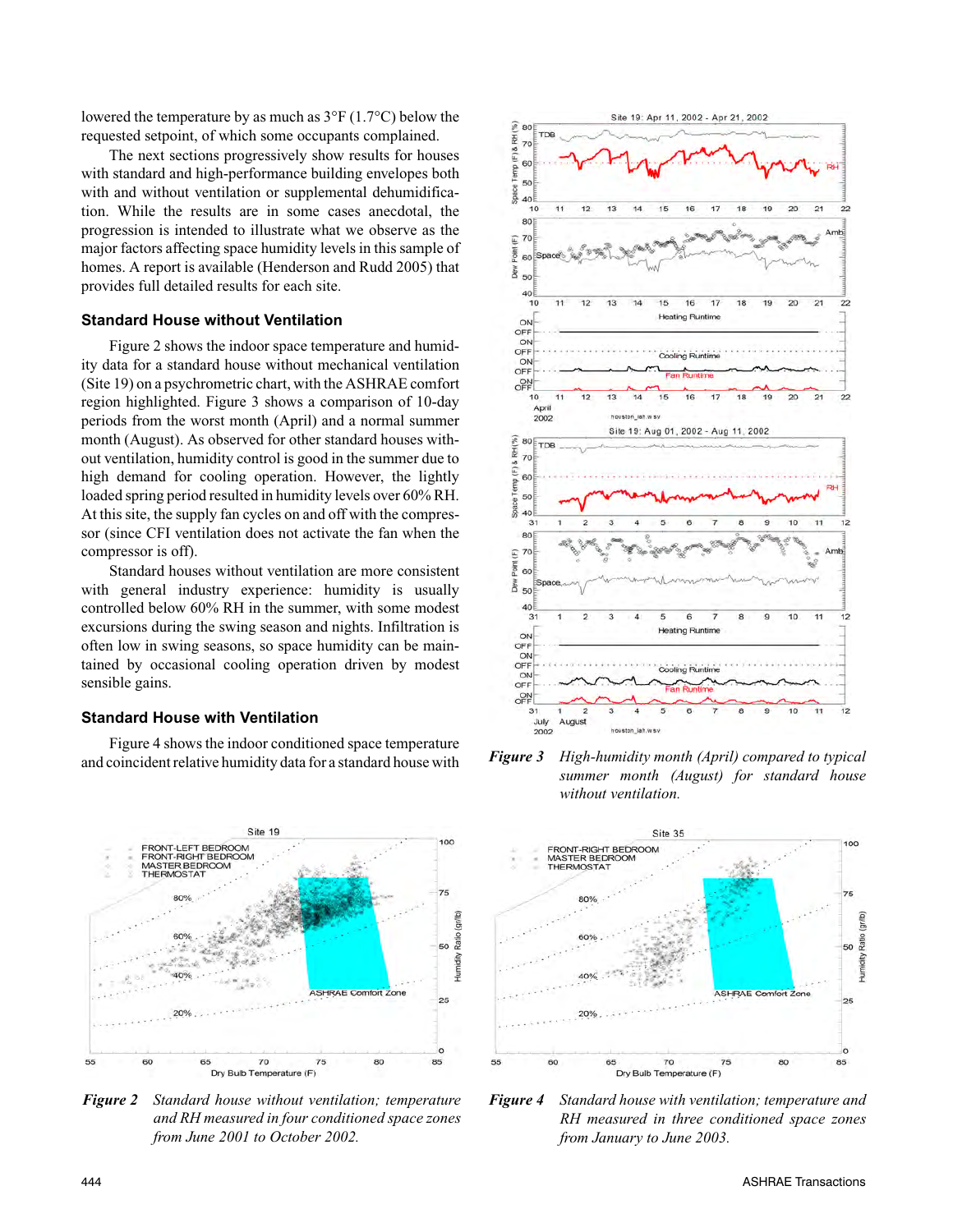lowered the temperature by as much as 3°F (1.7°C) below the requested setpoint, of which some occupants complained.

The next sections progressively show results for houses with standard and high-performance building envelopes both with and without ventilation or supplemental dehumidification. While the results are in some cases anecdotal, the progression is intended to illustrate what we observe as the major factors affecting space humidity levels in this sample of homes. A report is available (Henderson and Rudd 2005) that provides full detailed results for each site.

### Standard House without Ventilation

Figure 2 shows the indoor space temperature and humidity data for a standard house without mechanical ventilation (Site 19) on a psychrometric chart, with the ASHRAE comfort region highlighted. Figure 3 shows a comparison of 10-day periods from the worst month (April) and a normal summer month (August). As observed for other standard houses without ventilation, humidity control is good in the summer due to high demand for cooling operation. However, the lightly loaded spring period resulted in humidity levels over 60% RH. At this site, the supply fan cycles on and off with the compressor (since CFI ventilation does not activate the fan when the compressor is off).

Standard houses without ventilation are more consistent with general industry experience: humidity is usually controlled below 60% RH in the summer, with some modest excursions during the swing season and nights. Infiltration is often low in swing seasons, so space humidity can be maintained by occasional cooling operation driven by modest sensible gains.

### Standard House with Ventilation

Figure 4 shows the indoor conditioned space temperature and coincident relative humidity data for a standard house with

***Figure 3*** *High-humidity month (April) compared to typical summer month (August) for standard house without ventilation.*

***Figure 2*** *Standard house without ventilation; temperature and RH measured in four conditioned space zones from June 2001 to October 2002.*

***Figure 4*** *Standard house with ventilation; temperature and RH measured in three conditioned space zones from January to June 2003.*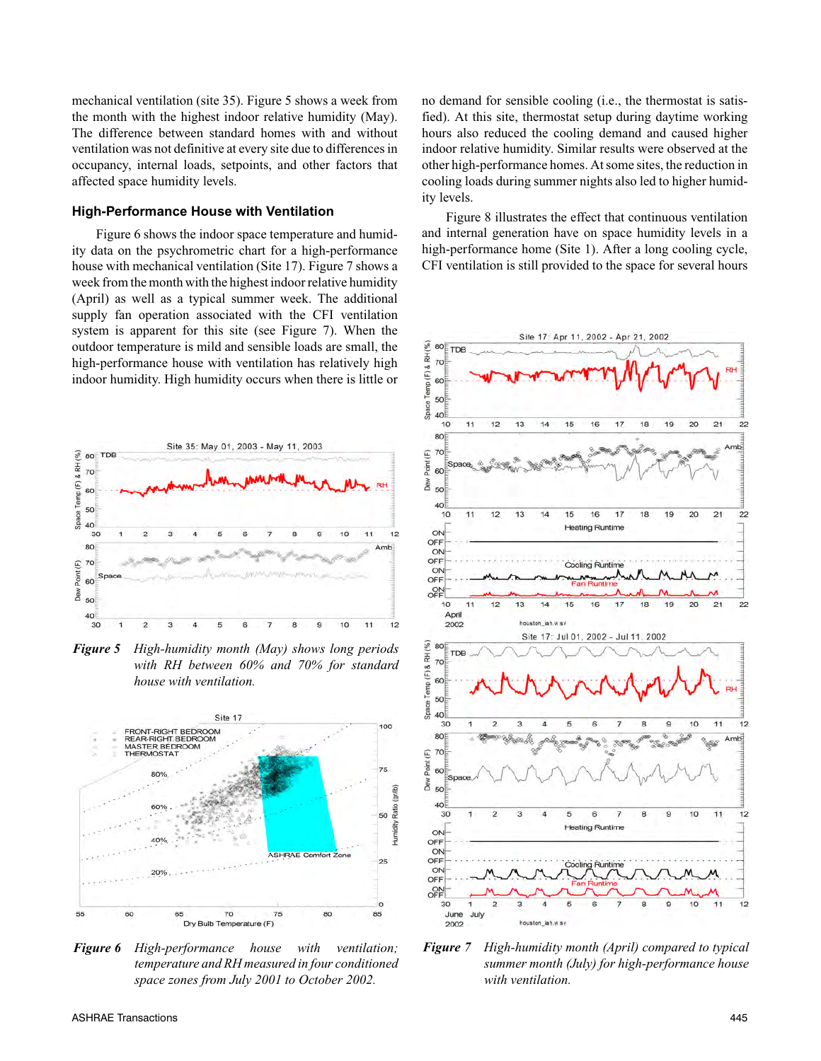mechanical ventilation (site 35). Figure 5 shows a week from the month with the highest indoor relative humidity (May). The difference between standard homes with and without ventilation was not definitive at every site due to differences in occupancy, internal loads, setpoints, and other factors that affected space humidity levels.

### High-Performance House with Ventilation

Figure 6 shows the indoor space temperature and humidity data on the psychrometric chart for a high-performance house with mechanical ventilation (Site 17). Figure 7 shows a week from the month with the highest indoor relative humidity (April) as well as a typical summer week. The additional supply fan operation associated with the CFI ventilation system is apparent for this site (see Figure 7). When the outdoor temperature is mild and sensible loads are small, the high-performance house with ventilation has relatively high indoor humidity. High humidity occurs when there is little or no demand for sensible cooling (i.e., the thermostat is satisfied). At this site, thermostat setup during daytime working hours also reduced the cooling demand and caused higher indoor relative humidity. Similar results were observed at the other high-performance homes. At some sites, the reduction in cooling loads during summer nights also led to higher humidity levels.

Figure 8 illustrates the effect that continuous ventilation and internal generation have on space humidity levels in a high-performance home (Site 1). After a long cooling cycle, CFI ventilation is still provided to the space for several hours

***Figure 5*** *High-humidity month (May) shows long periods with RH between 60% and 70% for standard house with ventilation.*

***Figure 6*** *High-performance house with ventilation; temperature and RH measured in four conditioned space zones from July 2001 to October 2002.*

***Figure 7*** *High-humidity month (April) compared to typical summer month (July) for high-performance house with ventilation.*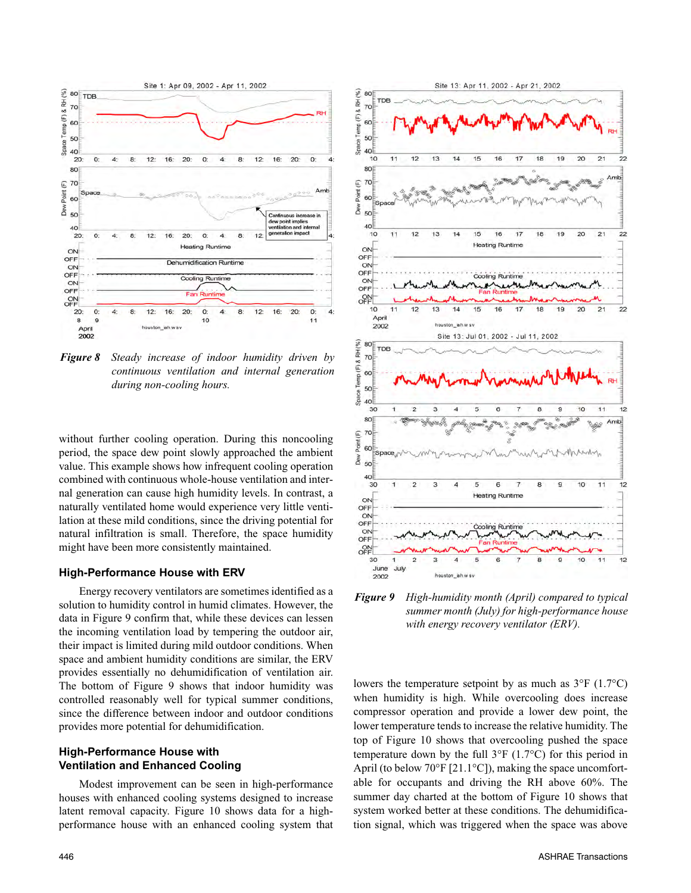*Figure 8  Steady increase of indoor humidity driven by continuous ventilation and internal generation during non-cooling hours.*

without further cooling operation. During this noncooling period, the space dew point slowly approached the ambient value. This example shows how infrequent cooling operation combined with continuous whole-house ventilation and internal generation can cause high humidity levels. In contrast, a naturally ventilated home would experience very little ventilation at these mild conditions, since the driving potential for natural infiltration is small. Therefore, the space humidity might have been more consistently maintained.

## High-Performance House with ERV

Energy recovery ventilators are sometimes identified as a solution to humidity control in humid climates. However, the data in Figure 9 confirm that, while these devices can lessen the incoming ventilation load by tempering the outdoor air, their impact is limited during mild outdoor conditions. When space and ambient humidity conditions are similar, the ERV provides essentially no dehumidification of ventilation air. The bottom of Figure 9 shows that indoor humidity was controlled reasonably well for typical summer conditions, since the difference between indoor and outdoor conditions provides more potential for dehumidification.

## High-Performance House with Ventilation and Enhanced Cooling

Modest improvement can be seen in high-performance houses with enhanced cooling systems designed to increase latent removal capacity. Figure 10 shows data for a high-performance house with an enhanced cooling system that

*Figure 9  High-humidity month (April) compared to typical summer month (July) for high-performance house with energy recovery ventilator (ERV).*

lowers the temperature setpoint by as much as 3°F (1.7°C) when humidity is high. While overcooling does increase compressor operation and provide a lower dew point, the lower temperature tends to increase the relative humidity. The top of Figure 10 shows that overcooling pushed the space temperature down by the full 3°F (1.7°C) for this period in April (to below 70°F [21.1°C]), making the space uncomfortable for occupants and driving the RH above 60%. The summer day charted at the bottom of Figure 10 shows that system worked better at these conditions. The dehumidification signal, which was triggered when the space was above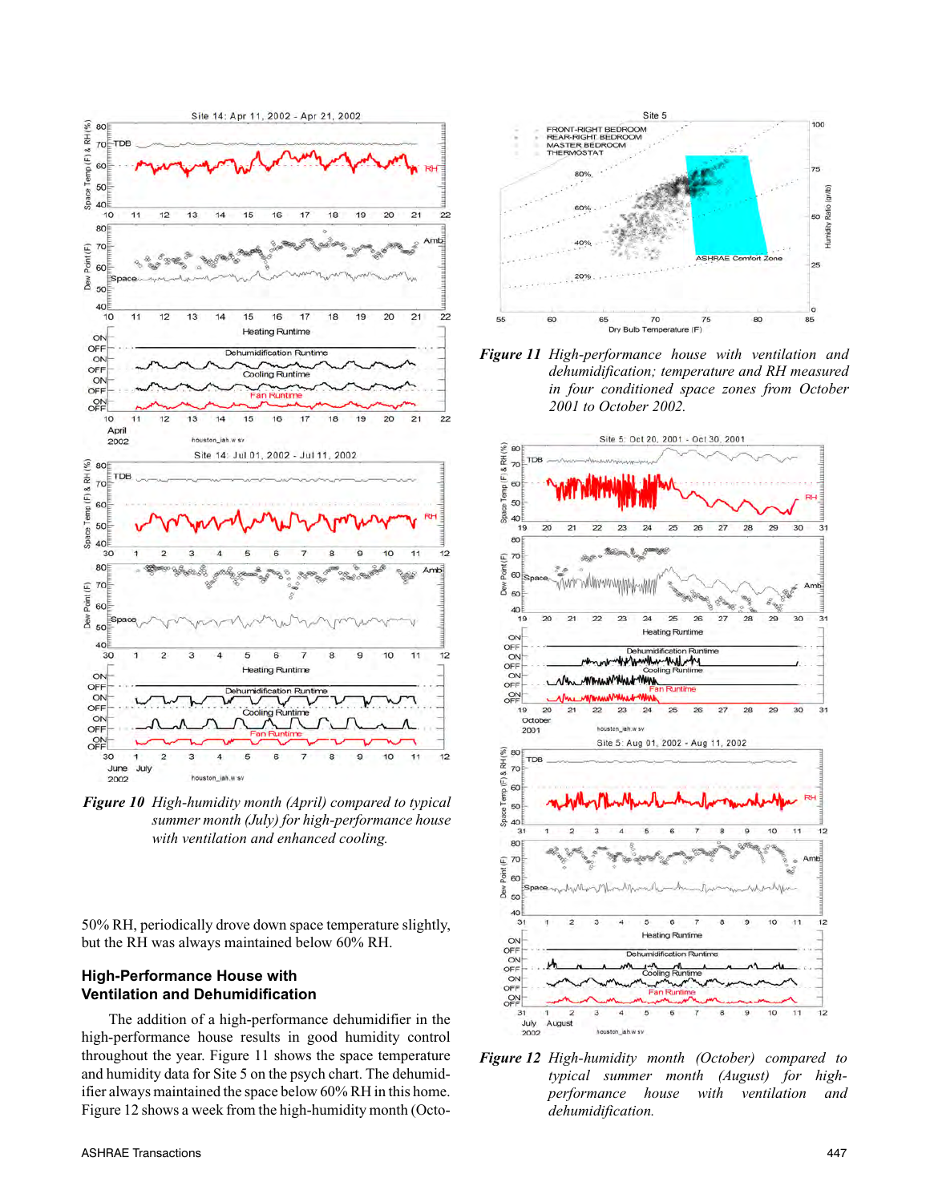**Figure 10** *High-humidity month (April) compared to typical summer month (July) for high-performance house with ventilation and enhanced cooling.*

50% RH, periodically drove down space temperature slightly, but the RH was always maintained below 60% RH.

## High-Performance House with Ventilation and Dehumidification

The addition of a high-performance dehumidifier in the high-performance house results in good humidity control throughout the year. Figure 11 shows the space temperature and humidity data for Site 5 on the psych chart. The dehumidifier always maintained the space below 60% RH in this home. Figure 12 shows a week from the high-humidity month (Octo-

**Figure 11** *High-performance house with ventilation and dehumidification; temperature and RH measured in four conditioned space zones from October 2001 to October 2002.*

**Figure 12** *High-humidity month (October) compared to typical summer month (August) for high-performance house with ventilation and dehumidification.*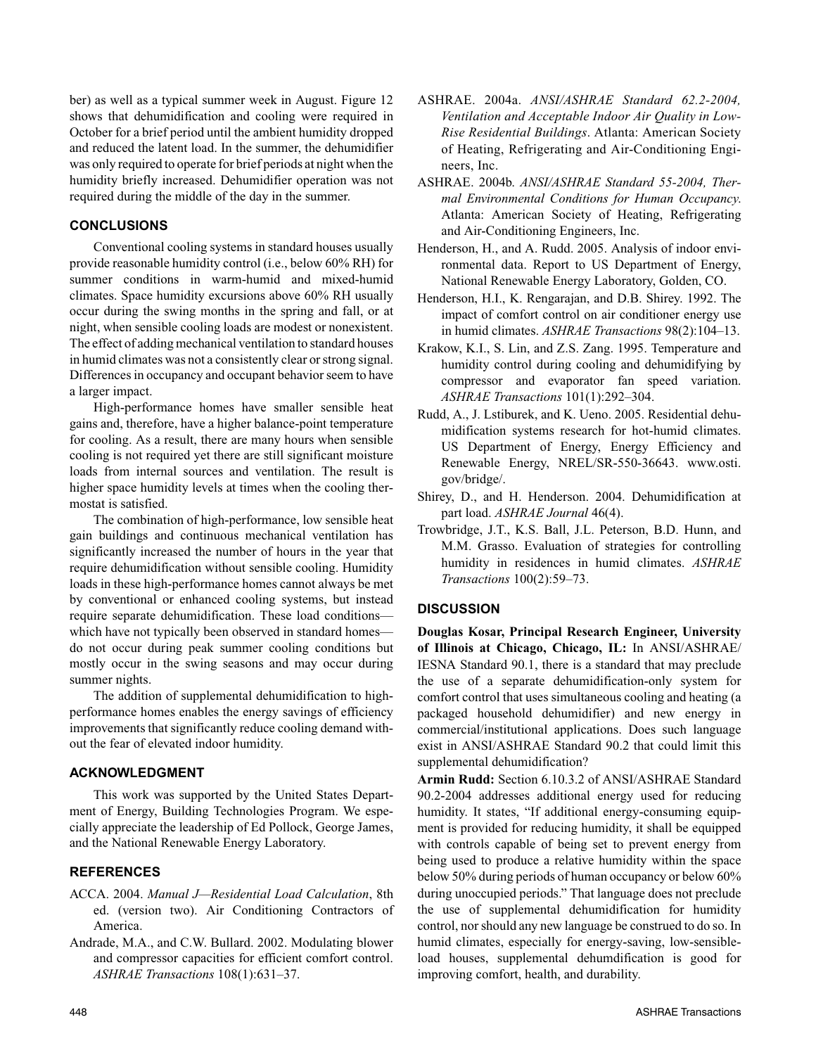ber) as well as a typical summer week in August. Figure 12 shows that dehumidification and cooling were required in October for a brief period until the ambient humidity dropped and reduced the latent load. In the summer, the dehumidifier was only required to operate for brief periods at night when the humidity briefly increased. Dehumidifier operation was not required during the middle of the day in the summer.

## CONCLUSIONS

Conventional cooling systems in standard houses usually provide reasonable humidity control (i.e., below 60% RH) for summer conditions in warm-humid and mixed-humid climates. Space humidity excursions above 60% RH usually occur during the swing months in the spring and fall, or at night, when sensible cooling loads are modest or nonexistent. The effect of adding mechanical ventilation to standard houses in humid climates was not a consistently clear or strong signal. Differences in occupancy and occupant behavior seem to have a larger impact.

High-performance homes have smaller sensible heat gains and, therefore, have a higher balance-point temperature for cooling. As a result, there are many hours when sensible cooling is not required yet there are still significant moisture loads from internal sources and ventilation. The result is higher space humidity levels at times when the cooling thermostat is satisfied.

The combination of high-performance, low sensible heat gain buildings and continuous mechanical ventilation has significantly increased the number of hours in the year that require dehumidification without sensible cooling. Humidity loads in these high-performance homes cannot always be met by conventional or enhanced cooling systems, but instead require separate dehumidification. These load conditions—which have not typically been observed in standard homes—do not occur during peak summer cooling conditions but mostly occur in the swing seasons and may occur during summer nights.

The addition of supplemental dehumidification to high-performance homes enables the energy savings of efficiency improvements that significantly reduce cooling demand without the fear of elevated indoor humidity.

## ACKNOWLEDGMENT

This work was supported by the United States Department of Energy, Building Technologies Program. We especially appreciate the leadership of Ed Pollock, George James, and the National Renewable Energy Laboratory.

## REFERENCES

ACCA. 2004. *Manual J—Residential Load Calculation*, 8th ed. (version two). Air Conditioning Contractors of America.

Andrade, M.A., and C.W. Bullard. 2002. Modulating blower and compressor capacities for efficient comfort control. *ASHRAE Transactions* 108(1):631–37.

ASHRAE. 2004a. *ANSI/ASHRAE Standard 62.2-2004, Ventilation and Acceptable Indoor Air Quality in Low-Rise Residential Buildings*. Atlanta: American Society of Heating, Refrigerating and Air-Conditioning Engineers, Inc.

ASHRAE. 2004b. *ANSI/ASHRAE Standard 55-2004, Thermal Environmental Conditions for Human Occupancy*. Atlanta: American Society of Heating, Refrigerating and Air-Conditioning Engineers, Inc.

Henderson, H., and A. Rudd. 2005. Analysis of indoor environmental data. Report to US Department of Energy, National Renewable Energy Laboratory, Golden, CO.

Henderson, H.I., K. Rengarajan, and D.B. Shirey. 1992. The impact of comfort control on air conditioner energy use in humid climates. *ASHRAE Transactions* 98(2):104–13.

Krakow, K.I., S. Lin, and Z.S. Zang. 1995. Temperature and humidity control during cooling and dehumidifying by compressor and evaporator fan speed variation. *ASHRAE Transactions* 101(1):292–304.

Rudd, A., J. Lstiburek, and K. Ueno. 2005. Residential dehumidification systems research for hot-humid climates. US Department of Energy, Energy Efficiency and Renewable Energy, NREL/SR-550-36643. www.osti.gov/bridge/.

Shirey, D., and H. Henderson. 2004. Dehumidification at part load. *ASHRAE Journal* 46(4).

Trowbridge, J.T., K.S. Ball, J.L. Peterson, B.D. Hunn, and M.M. Grasso. Evaluation of strategies for controlling humidity in residences in humid climates. *ASHRAE Transactions* 100(2):59–73.

## DISCUSSION

**Douglas Kosar, Principal Research Engineer, University of Illinois at Chicago, Chicago, IL:** In ANSI/ASHRAE/IESNA Standard 90.1, there is a standard that may preclude the use of a separate dehumidification-only system for comfort control that uses simultaneous cooling and heating (a packaged household dehumidifier) and new energy in commercial/institutional applications. Does such language exist in ANSI/ASHRAE Standard 90.2 that could limit this supplemental dehumidification?

**Armin Rudd:** Section 6.10.3.2 of ANSI/ASHRAE Standard 90.2-2004 addresses additional energy used for reducing humidity. It states, "If additional energy-consuming equipment is provided for reducing humidity, it shall be equipped with controls capable of being set to prevent energy from being used to produce a relative humidity within the space below 50% during periods of human occupancy or below 60% during unoccupied periods." That language does not preclude the use of supplemental dehumidification for humidity control, nor should any new language be construed to do so. In humid climates, especially for energy-saving, low-sensible-load houses, supplemental dehumdification is good for improving comfort, health, and durability.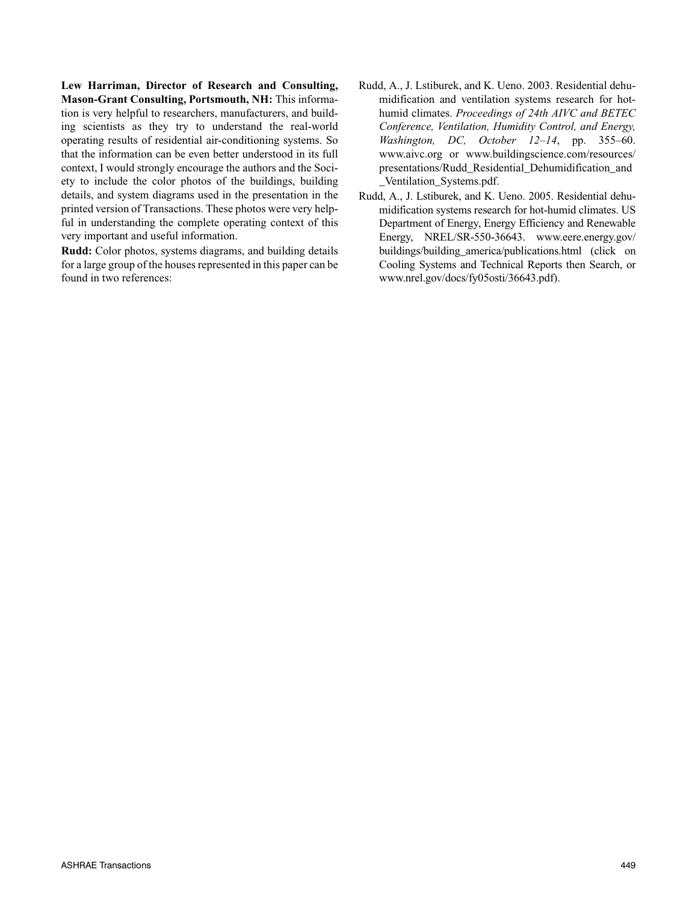**Lew Harriman, Director of Research and Consulting, Mason-Grant Consulting, Portsmouth, NH:** This information is very helpful to researchers, manufacturers, and building scientists as they try to understand the real-world operating results of residential air-conditioning systems. So that the information can be even better understood in its full context, I would strongly encourage the authors and the Society to include the color photos of the buildings, building details, and system diagrams used in the presentation in the printed version of Transactions. These photos were very helpful in understanding the complete operating context of this very important and useful information.

**Rudd:** Color photos, systems diagrams, and building details for a large group of the houses represented in this paper can be found in two references:

Rudd, A., J. Lstiburek, and K. Ueno. 2003. Residential dehumidification and ventilation systems research for hot-humid climates. *Proceedings of 24th AIVC and BETEC Conference, Ventilation, Humidity Control, and Energy, Washington, DC, October 12–14*, pp. 355–60. www.aivc.org or www.buildingscience.com/resources/presentations/Rudd_Residential_Dehumidification_and_Ventilation_Systems.pdf.

Rudd, A., J. Lstiburek, and K. Ueno. 2005. Residential dehumidification systems research for hot-humid climates. US Department of Energy, Energy Efficiency and Renewable Energy, NREL/SR-550-36643. www.eere.energy.gov/buildings/building_america/publications.html (click on Cooling Systems and Technical Reports then Search, or www.nrel.gov/docs/fy05osti/36643.pdf).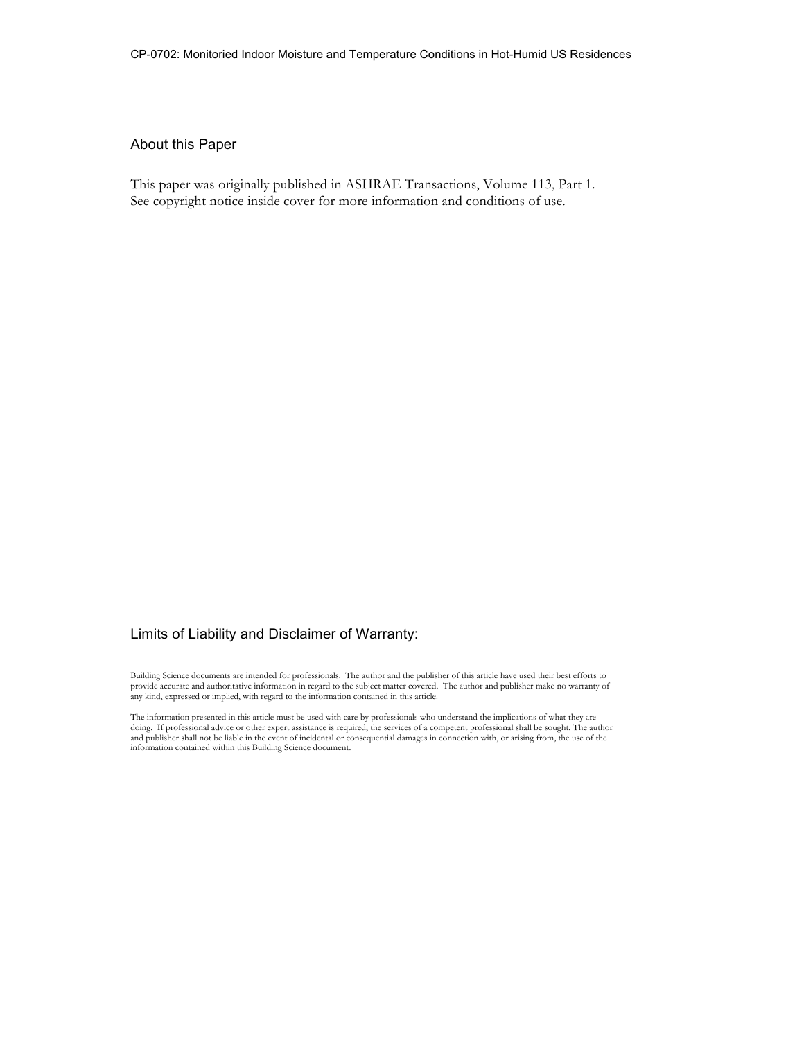## About this Paper

This paper was originally published in ASHRAE Transactions, Volume 113, Part 1. See copyright notice inside cover for more information and conditions of use.

## Limits of Liability and Disclaimer of Warranty:

Building Science documents are intended for professionals. The author and the publisher of this article have used their best efforts to provide accurate and authoritative information in regard to the subject matter covered. The author and publisher make no warranty of any kind, expressed or implied, with regard to the information contained in this article.

The information presented in this article must be used with care by professionals who understand the implications of what they are doing. If professional advice or other expert assistance is required, the services of a competent professional shall be sought. The author and publisher shall not be liable in the event of incidental or consequential damages in connection with, or arising from, the use of the information contained within this Building Science document.